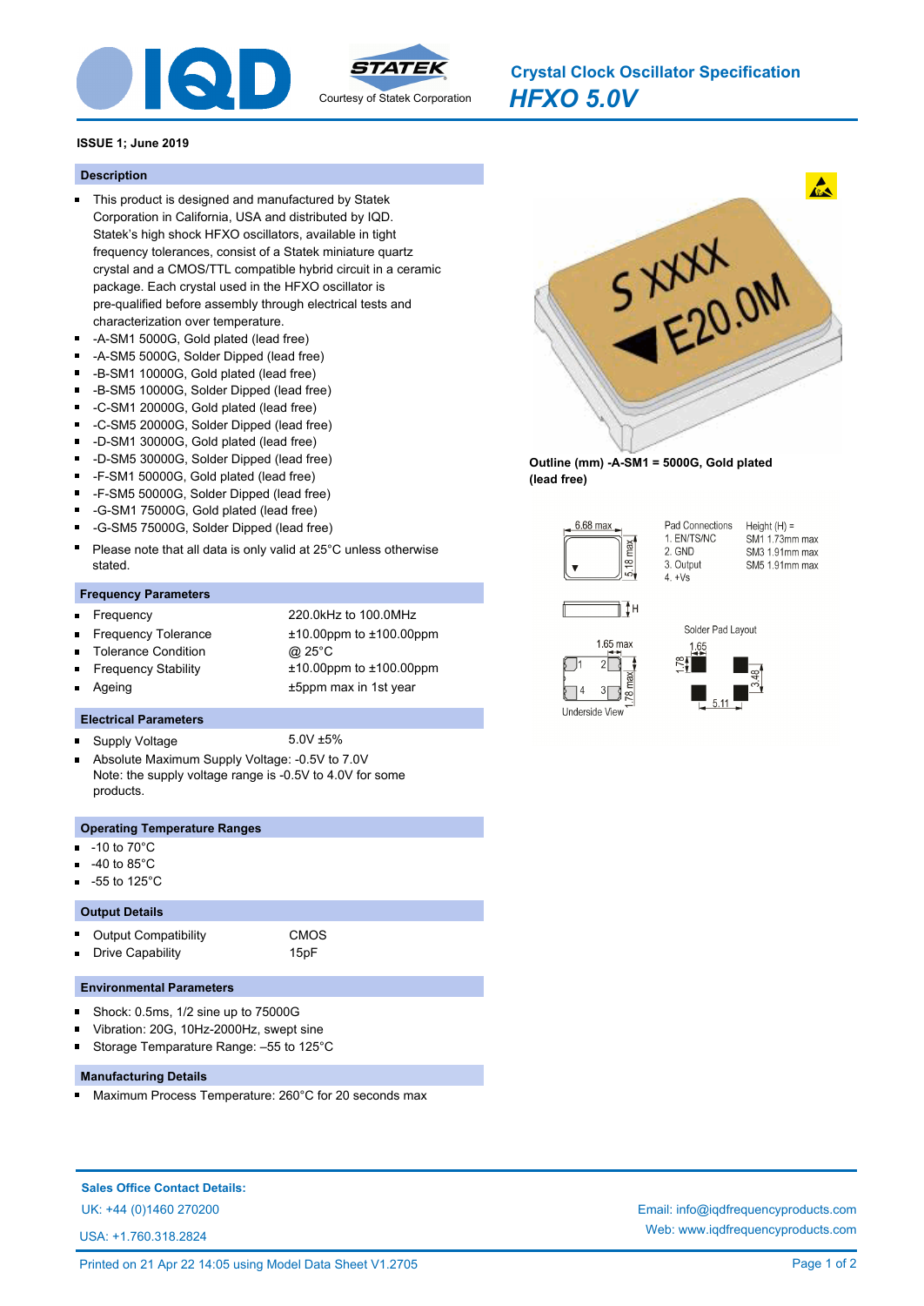# Crystal Clock Oscillator Specification

## *HFXO 5.0V*

Courtesy of Statek Corporation

**ISSUE 1; June 2019**

### Description

- This product is designed and manufactured by Statek Corporation in California, USA and distributed by IQD. Statek's high shock HFXO oscillators, available in tight frequency tolerances, consist of a Statek miniature quartz crystal and a CMOS/TTL compatible hybrid circuit in a ceramic package. Each crystal used in the HFXO oscillator is pre-qualified before assembly through electrical tests and characterization over temperature.
- -A-SM1 5000G, Gold plated (lead free)
- -A-SM5 5000G, Solder Dipped (lead free)
- -B-SM1 10000G, Gold plated (lead free)
- -B-SM5 10000G, Solder Dipped (lead free)
- -C-SM1 20000G, Gold plated (lead free)
- -C-SM5 20000G, Solder Dipped (lead free)
- -D-SM1 30000G, Gold plated (lead free)
- -D-SM5 30000G, Solder Dipped (lead free)
- -F-SM1 50000G, Gold plated (lead free)
- -F-SM5 50000G, Solder Dipped (lead free)
- -G-SM1 75000G, Gold plated (lead free)
- -G-SM5 75000G, Solder Dipped (lead free)
- Please note that all data is only valid at 25°C unless otherwise stated.

### Frequency Parameters

| | |
|---|---|
| Frequency | 220.0kHz to 100.0MHz |
| Frequency Tolerance | ±10.00ppm to ±100.00ppm |
| Tolerance Condition | @ 25°C |
| Frequency Stability | ±10.00ppm to ±100.00ppm |
| Ageing | ±5ppm max in 1st year |

### Electrical Parameters

- Supply Voltage: 5.0V ±5%
- Absolute Maximum Supply Voltage: -0.5V to 7.0V
  Note: the supply voltage range is -0.5V to 4.0V for some products.

### Operating Temperature Ranges

- -10 to 70°C
- -40 to 85°C
- -55 to 125°C

### Output Details

| | |
|---|---|
| Output Compatibility | CMOS |
| Drive Capability | 15pF |

### Environmental Parameters

- Shock: 0.5ms, 1/2 sine up to 75000G
- Vibration: 20G, 10Hz-2000Hz, swept sine
- Storage Temparature Range: –55 to 125°C

### Manufacturing Details

- Maximum Process Temperature: 260°C for 20 seconds max

**Outline (mm) -A-SM1 = 5000G, Gold plated (lead free)**

6.68 max; 5.18 max; H

Pad Connections
1. EN/TS/NC
2. GND
3. Output
4. +Vs

Height (H) =
SM1 1.73mm max
SM3 1.91mm max
SM5 1.91mm max

Underside View: 1.65 max; 1.78 max

Solder Pad Layout: 1.65; 1.78; 3.48; 5.11

**Sales Office Contact Details:**

UK: +44 (0)1460 270200

USA: +1.760.318.2824

Email: info@iqdfrequencyproducts.com

Web: www.iqdfrequencyproducts.com

Printed on 21 Apr 22 14:05 using Model Data Sheet V1.2705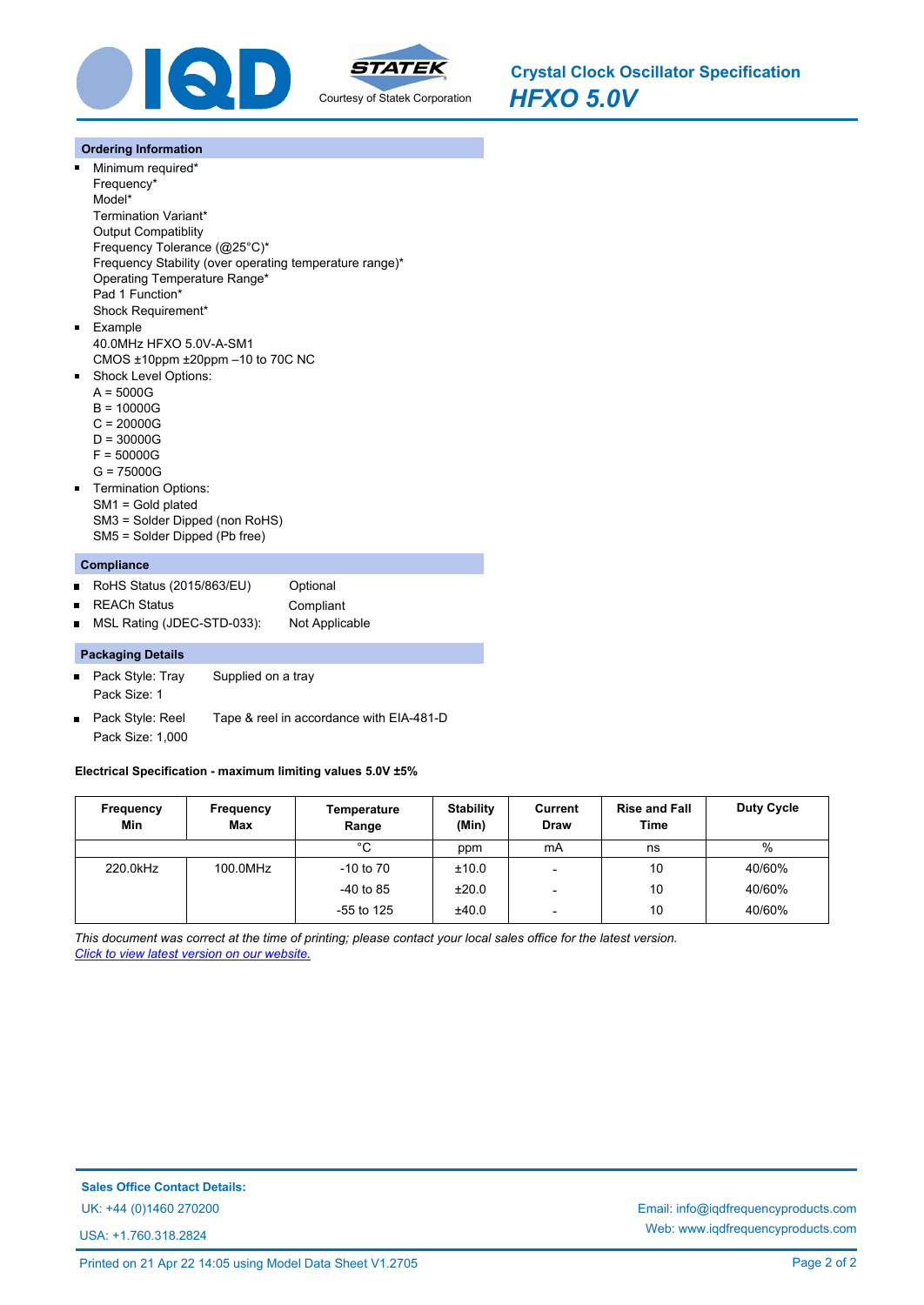# Crystal Clock Oscillator Specification

## *HFXO 5.0V*

Courtesy of Statek Corporation

### Ordering Information

- Minimum required*
  Frequency*
  Model*
  Termination Variant*
  Output Compatiblity
  Frequency Tolerance (@25°C)*
  Frequency Stability (over operating temperature range)*
  Operating Temperature Range*
  Pad 1 Function*
  Shock Requirement*
- Example
  40.0MHz HFXO 5.0V-A-SM1
  CMOS ±10ppm ±20ppm –10 to 70C NC
- Shock Level Options:
  A = 5000G
  B = 10000G
  C = 20000G
  D = 30000G
  F = 50000G
  G = 75000G
- Termination Options:
  SM1 = Gold plated
  SM3 = Solder Dipped (non RoHS)
  SM5 = Solder Dipped (Pb free)

### Compliance

- RoHS Status (2015/863/EU) — Optional
- REACh Status — Compliant
- MSL Rating (JDEC-STD-033): — Not Applicable

### Packaging Details

- Pack Style: Tray — Supplied on a tray
  Pack Size: 1
- Pack Style: Reel — Tape & reel in accordance with EIA-481-D
  Pack Size: 1,000

**Electrical Specification - maximum limiting values 5.0V ±5%**

| Frequency Min | Frequency Max | Temperature Range | Stability (Min) | Current Draw | Rise and Fall Time | Duty Cycle |
|---|---|---|---|---|---|---|
| | | °C | ppm | mA | ns | % |
| 220.0kHz | 100.0MHz | -10 to 70 | ±10.0 | - | 10 | 40/60% |
| | | -40 to 85 | ±20.0 | - | 10 | 40/60% |
| | | -55 to 125 | ±40.0 | - | 10 | 40/60% |

*This document was correct at the time of printing; please contact your local sales office for the latest version.*
*Click to view latest version on our website.*

**Sales Office Contact Details:**

UK: +44 (0)1460 270200

USA: +1.760.318.2824

Email: info@iqdfrequencyproducts.com

Web: www.iqdfrequencyproducts.com

Printed on 21 Apr 22 14:05 using Model Data Sheet V1.2705